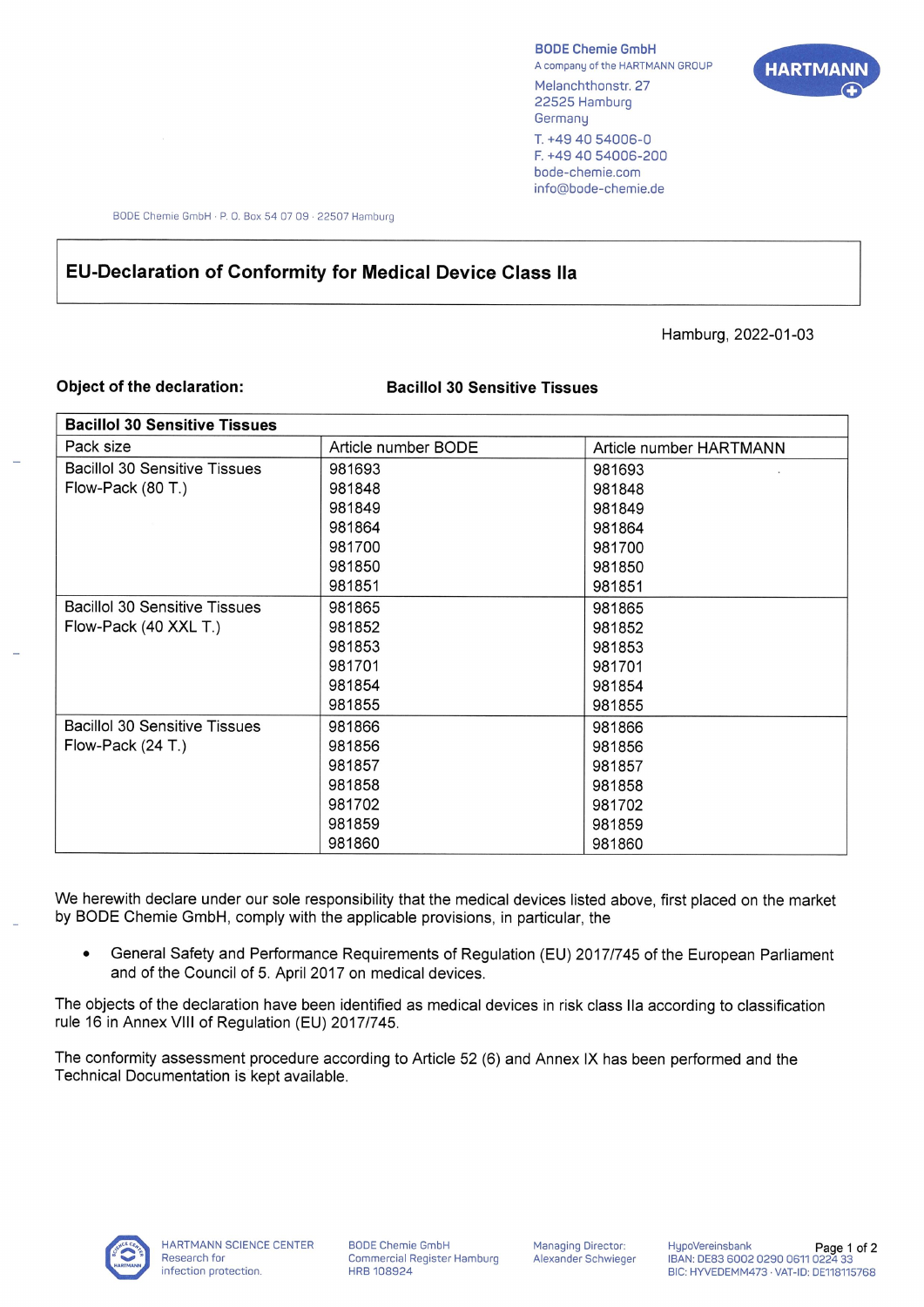BODE Chemie GmbH
A company of the HARTMANN GROUP
Melanchthonstr. 27
22525 Hamburg
Germany
T. +49 40 54006-0
F. +49 40 54006-200
bode-chemie.com
info@bode-chemie.de

HARTMANN

BODE Chemie GmbH · P. O. Box 54 07 09 · 22507 Hamburg

# EU-Declaration of Conformity for Medical Device Class IIa

Hamburg, 2022-01-03

**Object of the declaration:** **Bacillol 30 Sensitive Tissues**

| **Bacillol 30 Sensitive Tissues** | | |
|---|---|---|
| Pack size | Article number BODE | Article number HARTMANN |
| Bacillol 30 Sensitive Tissues Flow-Pack (80 T.) | 981693<br>981848<br>981849<br>981864<br>981700<br>981850<br>981851 | 981693<br>981848<br>981849<br>981864<br>981700<br>981850<br>981851 |
| Bacillol 30 Sensitive Tissues Flow-Pack (40 XXL T.) | 981865<br>981852<br>981853<br>981701<br>981854<br>981855 | 981865<br>981852<br>981853<br>981701<br>981854<br>981855 |
| Bacillol 30 Sensitive Tissues Flow-Pack (24 T.) | 981866<br>981856<br>981857<br>981858<br>981702<br>981859<br>981860 | 981866<br>981856<br>981857<br>981858<br>981702<br>981859<br>981860 |

We herewith declare under our sole responsibility that the medical devices listed above, first placed on the market by BODE Chemie GmbH, comply with the applicable provisions, in particular, the

- General Safety and Performance Requirements of Regulation (EU) 2017/745 of the European Parliament and of the Council of 5. April 2017 on medical devices.

The objects of the declaration have been identified as medical devices in risk class IIa according to classification rule 16 in Annex VIII of Regulation (EU) 2017/745.

The conformity assessment procedure according to Article 52 (6) and Annex IX has been performed and the Technical Documentation is kept available.

HARTMANN SCIENCE CENTER
Research for infection protection.

BODE Chemie GmbH
Commercial Register Hamburg
HRB 108924

Managing Director:
Alexander Schwieger

HypoVereinsbank
IBAN: DE83 6002 0290 0611 0224 33
BIC: HYVEDEMM473 · VAT-ID: DE118115768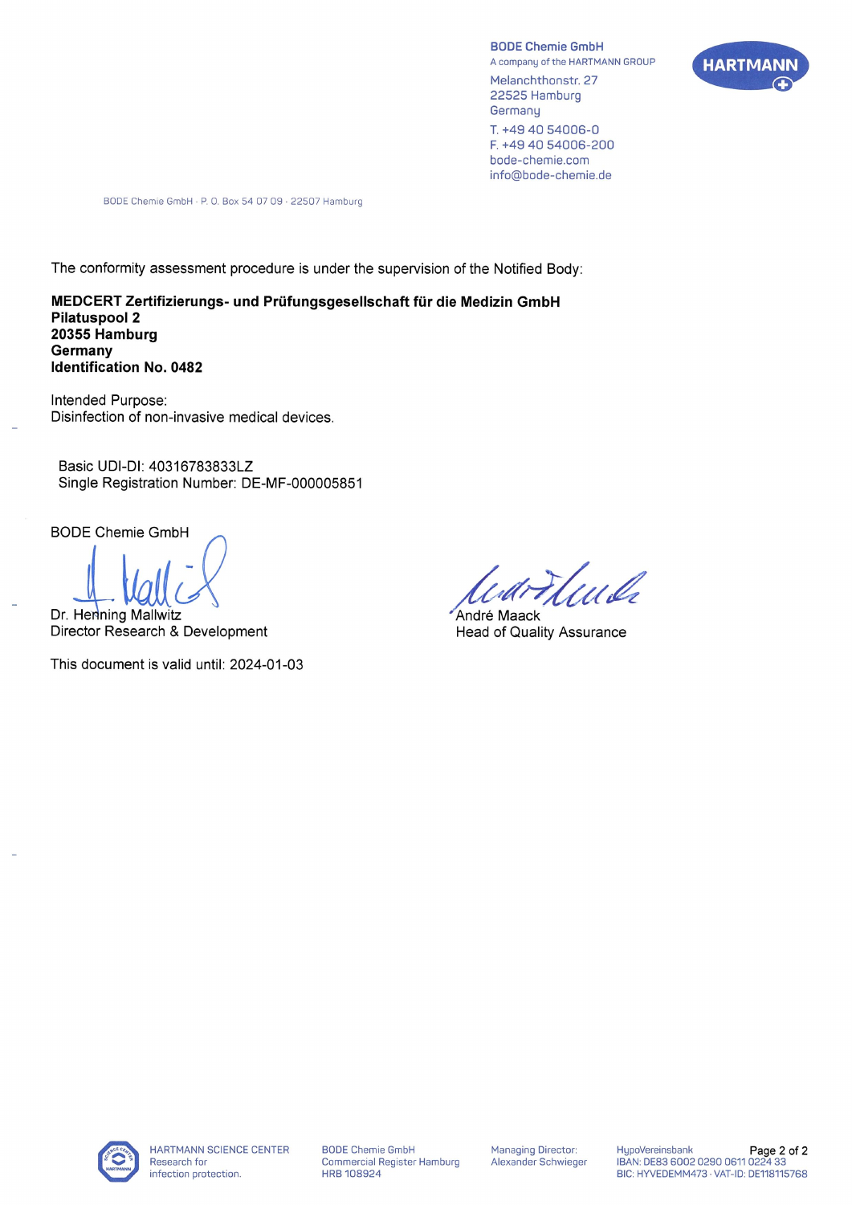BODE Chemie GmbH
A company of the HARTMANN GROUP
Melanchthonstr. 27
22525 Hamburg
Germany
T. +49 40 54006-0
F. +49 40 54006-200
bode-chemie.com
info@bode-chemie.de

BODE Chemie GmbH · P. O. Box 54 07 09 · 22507 Hamburg

The conformity assessment procedure is under the supervision of the Notified Body:

**MEDCERT Zertifizierungs- und Prüfungsgesellschaft für die Medizin GmbH**
**Pilatuspool 2**
**20355 Hamburg**
**Germany**
**Identification No. 0482**

Intended Purpose:
Disinfection of non-invasive medical devices.

Basic UDI-DI: 40316783833LZ
Single Registration Number: DE-MF-000005851

BODE Chemie GmbH

Dr. Henning Mallwitz
Director Research & Development

André Maack
Head of Quality Assurance

This document is valid until: 2024-01-03

HARTMANN SCIENCE CENTER
Research for infection protection.

BODE Chemie GmbH
Commercial Register Hamburg
HRB 108924

Managing Director:
Alexander Schwieger

HypoVereinsbank
IBAN: DE83 6002 0290 0611 0224 33
BIC: HYVEDEMM473 · VAT-ID: DE118115768